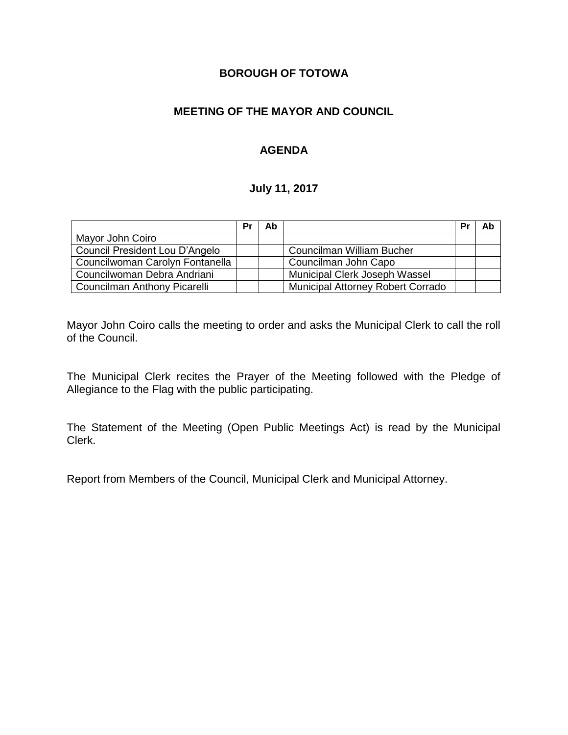**BOROUGH OF TOTOWA**

**MEETING OF THE MAYOR AND COUNCIL**

**AGENDA**

**July 11, 2017**

| | Pr | Ab | | Pr | Ab |
|---|---|---|---|---|---|
| Mayor John Coiro | | | | | |
| Council President Lou D'Angelo | | | Councilman William Bucher | | |
| Councilwoman Carolyn Fontanella | | | Councilman John Capo | | |
| Councilwoman Debra Andriani | | | Municipal Clerk Joseph Wassel | | |
| Councilman Anthony Picarelli | | | Municipal Attorney Robert Corrado | | |

Mayor John Coiro calls the meeting to order and asks the Municipal Clerk to call the roll of the Council.

The Municipal Clerk recites the Prayer of the Meeting followed with the Pledge of Allegiance to the Flag with the public participating.

The Statement of the Meeting (Open Public Meetings Act) is read by the Municipal Clerk.

Report from Members of the Council, Municipal Clerk and Municipal Attorney.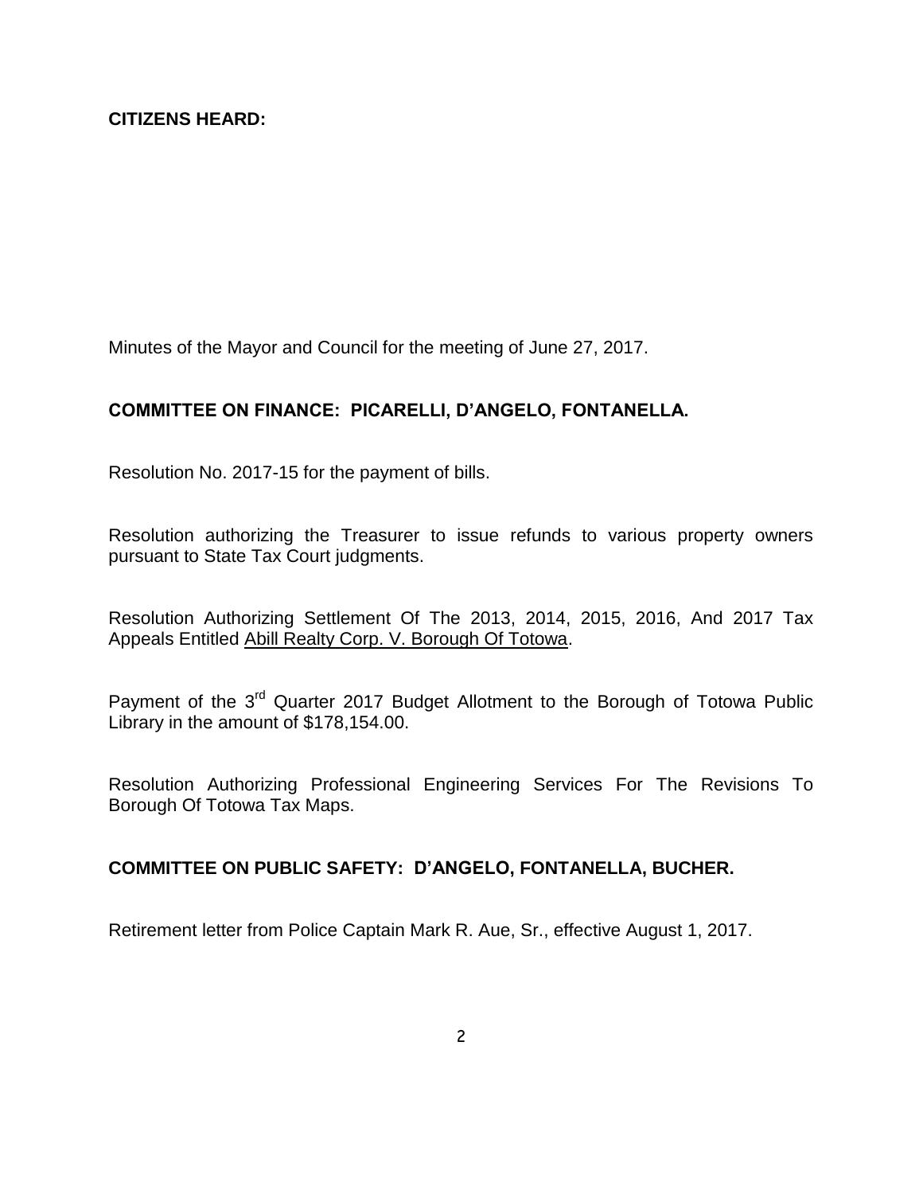**CITIZENS HEARD:**

Minutes of the Mayor and Council for the meeting of June 27, 2017.

**COMMITTEE ON FINANCE: PICARELLI, D'ANGELO, FONTANELLA.**

Resolution No. 2017-15 for the payment of bills.

Resolution authorizing the Treasurer to issue refunds to various property owners pursuant to State Tax Court judgments.

Resolution Authorizing Settlement Of The 2013, 2014, 2015, 2016, And 2017 Tax Appeals Entitled Abill Realty Corp. V. Borough Of Totowa.

Payment of the 3rd Quarter 2017 Budget Allotment to the Borough of Totowa Public Library in the amount of $178,154.00.

Resolution Authorizing Professional Engineering Services For The Revisions To Borough Of Totowa Tax Maps.

**COMMITTEE ON PUBLIC SAFETY: D'ANGELO, FONTANELLA, BUCHER.**

Retirement letter from Police Captain Mark R. Aue, Sr., effective August 1, 2017.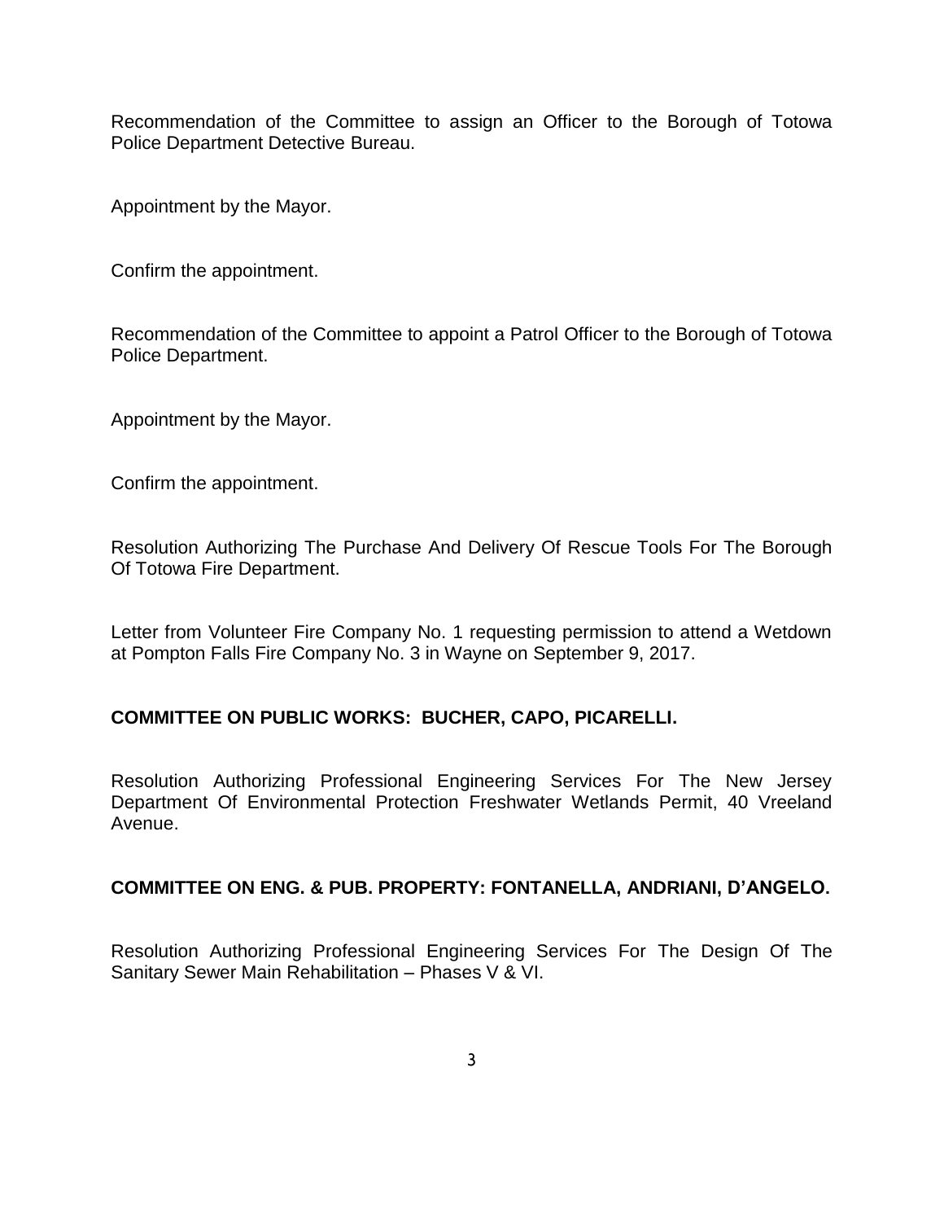Recommendation of the Committee to assign an Officer to the Borough of Totowa Police Department Detective Bureau.

Appointment by the Mayor.

Confirm the appointment.

Recommendation of the Committee to appoint a Patrol Officer to the Borough of Totowa Police Department.

Appointment by the Mayor.

Confirm the appointment.

Resolution Authorizing The Purchase And Delivery Of Rescue Tools For The Borough Of Totowa Fire Department.

Letter from Volunteer Fire Company No. 1 requesting permission to attend a Wetdown at Pompton Falls Fire Company No. 3 in Wayne on September 9, 2017.

**COMMITTEE ON PUBLIC WORKS: BUCHER, CAPO, PICARELLI.**

Resolution Authorizing Professional Engineering Services For The New Jersey Department Of Environmental Protection Freshwater Wetlands Permit, 40 Vreeland Avenue.

**COMMITTEE ON ENG. & PUB. PROPERTY: FONTANELLA, ANDRIANI, D'ANGELO.**

Resolution Authorizing Professional Engineering Services For The Design Of The Sanitary Sewer Main Rehabilitation – Phases V & VI.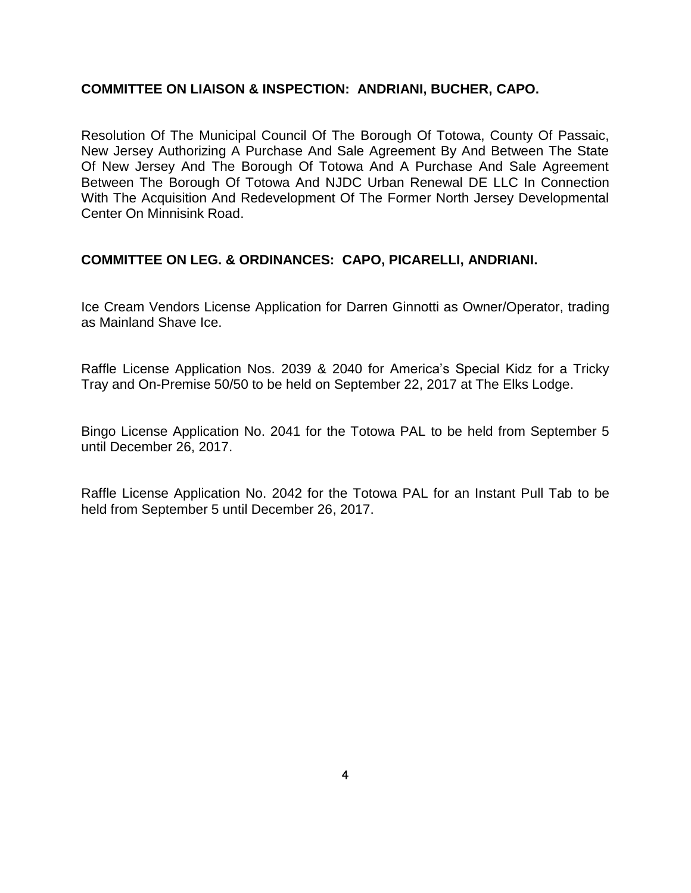**COMMITTEE ON LIAISON & INSPECTION: ANDRIANI, BUCHER, CAPO.**

Resolution Of The Municipal Council Of The Borough Of Totowa, County Of Passaic, New Jersey Authorizing A Purchase And Sale Agreement By And Between The State Of New Jersey And The Borough Of Totowa And A Purchase And Sale Agreement Between The Borough Of Totowa And NJDC Urban Renewal DE LLC In Connection With The Acquisition And Redevelopment Of The Former North Jersey Developmental Center On Minnisink Road.

**COMMITTEE ON LEG. & ORDINANCES: CAPO, PICARELLI, ANDRIANI.**

Ice Cream Vendors License Application for Darren Ginnotti as Owner/Operator, trading as Mainland Shave Ice.

Raffle License Application Nos. 2039 & 2040 for America's Special Kidz for a Tricky Tray and On-Premise 50/50 to be held on September 22, 2017 at The Elks Lodge.

Bingo License Application No. 2041 for the Totowa PAL to be held from September 5 until December 26, 2017.

Raffle License Application No. 2042 for the Totowa PAL for an Instant Pull Tab to be held from September 5 until December 26, 2017.